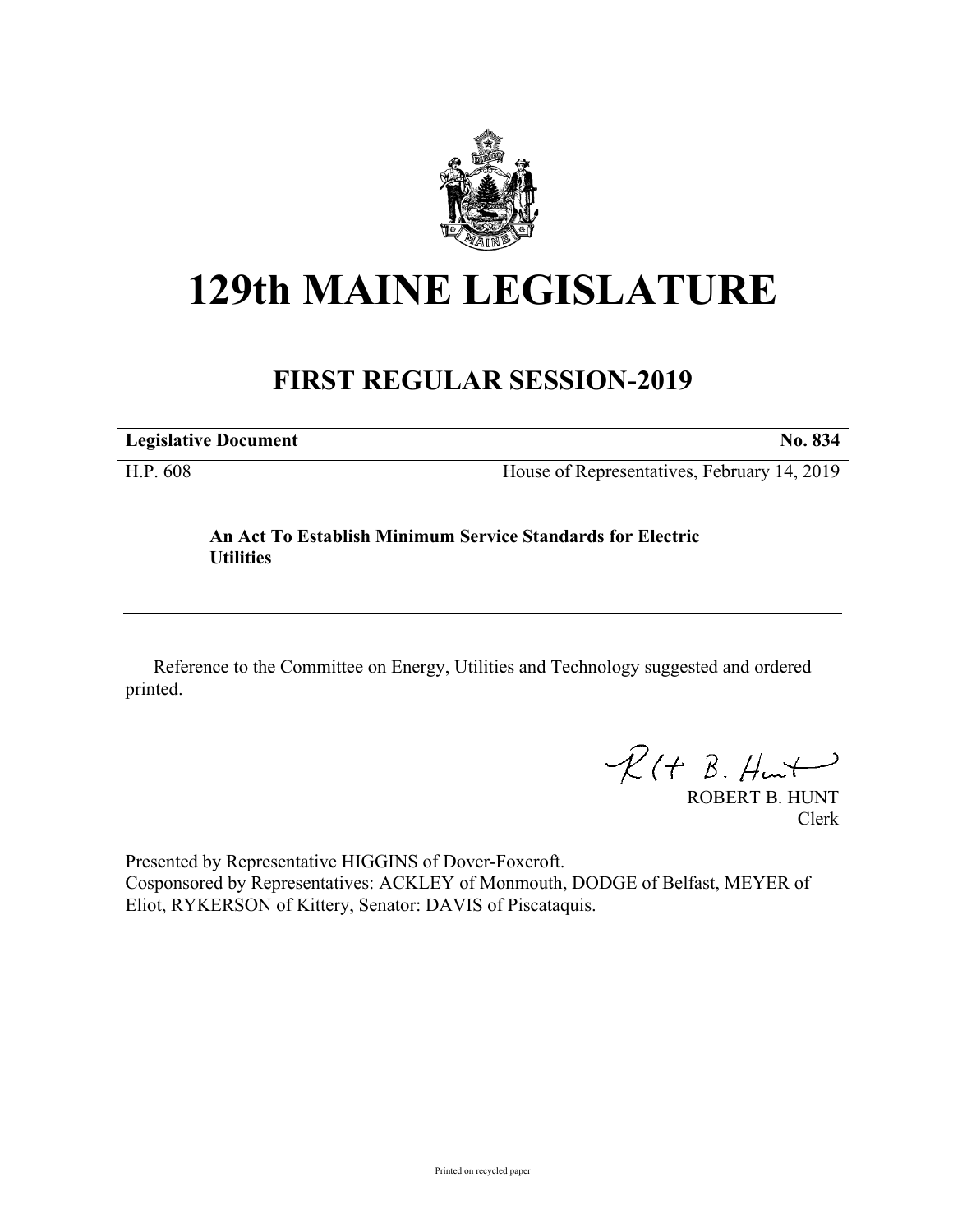# 129th MAINE LEGISLATURE

## FIRST REGULAR SESSION-2019

| **Legislative Document** | **No. 834** |
|---|---|
| H.P. 608 | House of Representatives, February 14, 2019 |

**An Act To Establish Minimum Service Standards for Electric Utilities**

Reference to the Committee on Energy, Utilities and Technology suggested and ordered printed.

ROBERT B. HUNT
Clerk

Presented by Representative HIGGINS of Dover-Foxcroft.
Cosponsored by Representatives: ACKLEY of Monmouth, DODGE of Belfast, MEYER of Eliot, RYKERSON of Kittery, Senator: DAVIS of Piscataquis.

Printed on recycled paper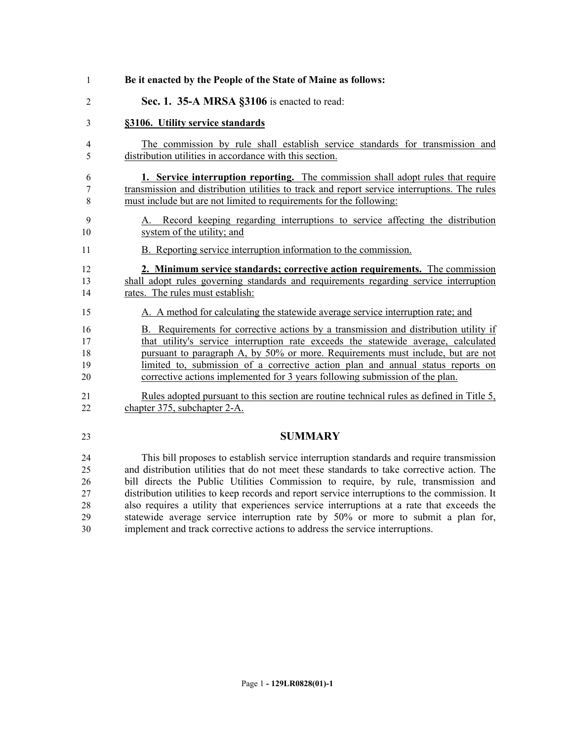**Be it enacted by the People of the State of Maine as follows:**

**Sec. 1. 35-A MRSA §3106** is enacted to read:

**§3106. Utility service standards**

The commission by rule shall establish service standards for transmission and distribution utilities in accordance with this section.

**1. Service interruption reporting.** The commission shall adopt rules that require transmission and distribution utilities to track and report service interruptions. The rules must include but are not limited to requirements for the following:

A. Record keeping regarding interruptions to service affecting the distribution system of the utility; and

B. Reporting service interruption information to the commission.

**2. Minimum service standards; corrective action requirements.** The commission shall adopt rules governing standards and requirements regarding service interruption rates. The rules must establish:

A. A method for calculating the statewide average service interruption rate; and

B. Requirements for corrective actions by a transmission and distribution utility if that utility's service interruption rate exceeds the statewide average, calculated pursuant to paragraph A, by 50% or more. Requirements must include, but are not limited to, submission of a corrective action plan and annual status reports on corrective actions implemented for 3 years following submission of the plan.

Rules adopted pursuant to this section are routine technical rules as defined in Title 5, chapter 375, subchapter 2-A.

## SUMMARY

This bill proposes to establish service interruption standards and require transmission and distribution utilities that do not meet these standards to take corrective action. The bill directs the Public Utilities Commission to require, by rule, transmission and distribution utilities to keep records and report service interruptions to the commission. It also requires a utility that experiences service interruptions at a rate that exceeds the statewide average service interruption rate by 50% or more to submit a plan for, implement and track corrective actions to address the service interruptions.